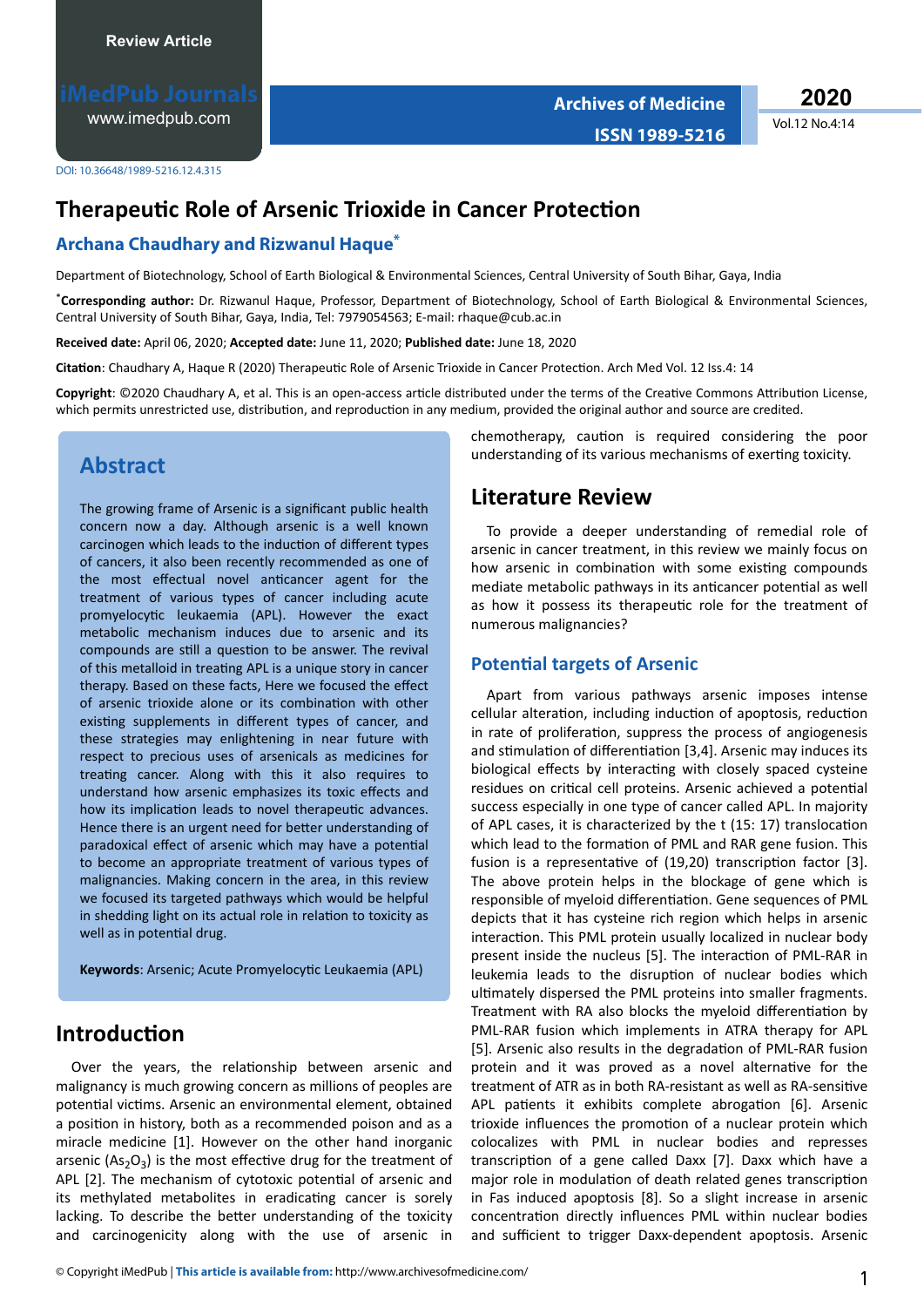Review Article

DOI: 10.36648/1989-5216.12.4.315

# Therapeutic Role of Arsenic Trioxide in Cancer Protection

## Archana Chaudhary and Rizwanul Haque*

Department of Biotechnology, School of Earth Biological & Environmental Sciences, Central University of South Bihar, Gaya, India

***Corresponding author:** Dr. Rizwanul Haque, Professor, Department of Biotechnology, School of Earth Biological & Environmental Sciences, Central University of South Bihar, Gaya, India, Tel: 7979054563; E-mail: rhaque@cub.ac.in

**Received date:** April 06, 2020; **Accepted date:** June 11, 2020; **Published date:** June 18, 2020

**Citation**: Chaudhary A, Haque R (2020) Therapeutic Role of Arsenic Trioxide in Cancer Protection. Arch Med Vol. 12 Iss.4: 14

**Copyright**: ©2020 Chaudhary A, et al. This is an open-access article distributed under the terms of the Creative Commons Attribution License, which permits unrestricted use, distribution, and reproduction in any medium, provided the original author and source are credited.

## Abstract

The growing frame of Arsenic is a significant public health concern now a day. Although arsenic is a well known carcinogen which leads to the induction of different types of cancers, it also been recently recommended as one of the most effectual novel anticancer agent for the treatment of various types of cancer including acute promyelocytic leukaemia (APL). However the exact metabolic mechanism induces due to arsenic and its compounds are still a question to be answer. The revival of this metalloid in treating APL is a unique story in cancer therapy. Based on these facts, Here we focused the effect of arsenic trioxide alone or its combination with other existing supplements in different types of cancer, and these strategies may enlightening in near future with respect to precious uses of arsenicals as medicines for treating cancer. Along with this it also requires to understand how arsenic emphasizes its toxic effects and how its implication leads to novel therapeutic advances. Hence there is an urgent need for better understanding of paradoxical effect of arsenic which may have a potential to become an appropriate treatment of various types of malignancies. Making concern in the area, in this review we focused its targeted pathways which would be helpful in shedding light on its actual role in relation to toxicity as well as in potential drug.

**Keywords**: Arsenic; Acute Promyelocytic Leukaemia (APL)

## Introduction

Over the years, the relationship between arsenic and malignancy is much growing concern as millions of peoples are potential victims. Arsenic an environmental element, obtained a position in history, both as a recommended poison and as a miracle medicine [1]. However on the other hand inorganic arsenic ($As_2O_3$) is the most effective drug for the treatment of APL [2]. The mechanism of cytotoxic potential of arsenic and its methylated metabolites in eradicating cancer is sorely lacking. To describe the better understanding of the toxicity and carcinogenicity along with the use of arsenic in chemotherapy, caution is required considering the poor understanding of its various mechanisms of exerting toxicity.

## Literature Review

To provide a deeper understanding of remedial role of arsenic in cancer treatment, in this review we mainly focus on how arsenic in combination with some existing compounds mediate metabolic pathways in its anticancer potential as well as how it possess its therapeutic role for the treatment of numerous malignancies?

### Potential targets of Arsenic

Apart from various pathways arsenic imposes intense cellular alteration, including induction of apoptosis, reduction in rate of proliferation, suppress the process of angiogenesis and stimulation of differentiation [3,4]. Arsenic may induces its biological effects by interacting with closely spaced cysteine residues on critical cell proteins. Arsenic achieved a potential success especially in one type of cancer called APL. In majority of APL cases, it is characterized by the t (15: 17) translocation which lead to the formation of PML and RAR gene fusion. This fusion is a representative of (19,20) transcription factor [3]. The above protein helps in the blockage of gene which is responsible of myeloid differentiation. Gene sequences of PML depicts that it has cysteine rich region which helps in arsenic interaction. This PML protein usually localized in nuclear body present inside the nucleus [5]. The interaction of PML-RAR in leukemia leads to the disruption of nuclear bodies which ultimately dispersed the PML proteins into smaller fragments. Treatment with RA also blocks the myeloid differentiation by PML-RAR fusion which implements in ATRA therapy for APL [5]. Arsenic also results in the degradation of PML-RAR fusion protein and it was proved as a novel alternative for the treatment of ATR as in both RA-resistant as well as RA-sensitive APL patients it exhibits complete abrogation [6]. Arsenic trioxide influences the promotion of a nuclear protein which colocalizes with PML in nuclear bodies and represses transcription of a gene called Daxx [7]. Daxx which have a major role in modulation of death related genes transcription in Fas induced apoptosis [8]. So a slight increase in arsenic concentration directly influences PML within nuclear bodies and sufficient to trigger Daxx-dependent apoptosis. Arsenic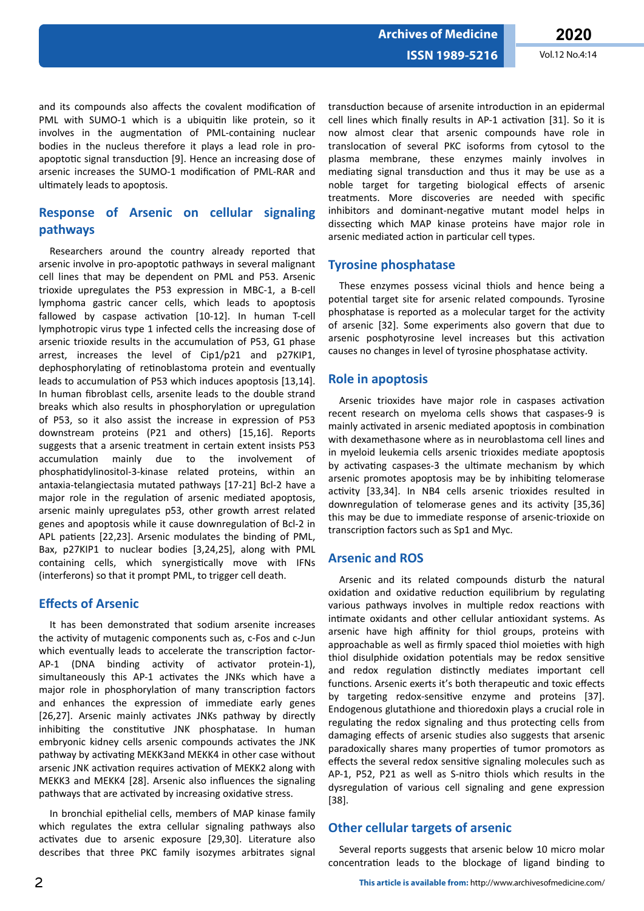and its compounds also affects the covalent modification of PML with SUMO-1 which is a ubiquitin like protein, so it involves in the augmentation of PML-containing nuclear bodies in the nucleus therefore it plays a lead role in pro-apoptotic signal transduction [9]. Hence an increasing dose of arsenic increases the SUMO-1 modification of PML-RAR and ultimately leads to apoptosis.

## Response of Arsenic on cellular signaling pathways

Researchers around the country already reported that arsenic involve in pro-apoptotic pathways in several malignant cell lines that may be dependent on PML and P53. Arsenic trioxide upregulates the P53 expression in MBC-1, a B-cell lymphoma gastric cancer cells, which leads to apoptosis fallowed by caspase activation [10-12]. In human T-cell lymphotropic virus type 1 infected cells the increasing dose of arsenic trioxide results in the accumulation of P53, G1 phase arrest, increases the level of Cip1/p21 and p27KIP1, dephosphorylating of retinoblastoma protein and eventually leads to accumulation of P53 which induces apoptosis [13,14]. In human fibroblast cells, arsenite leads to the double strand breaks which also results in phosphorylation or upregulation of P53, so it also assist the increase in expression of P53 downstream proteins (P21 and others) [15,16]. Reports suggests that a arsenic treatment in certain extent insists P53 accumulation mainly due to the involvement of phosphatidylinositol-3-kinase related proteins, within an antaxia-telangiectasia mutated pathways [17-21] Bcl-2 have a major role in the regulation of arsenic mediated apoptosis, arsenic mainly upregulates p53, other growth arrest related genes and apoptosis while it cause downregulation of Bcl-2 in APL patients [22,23]. Arsenic modulates the binding of PML, Bax, p27KIP1 to nuclear bodies [3,24,25], along with PML containing cells, which synergistically move with IFNs (interferons) so that it prompt PML, to trigger cell death.

## Effects of Arsenic

It has been demonstrated that sodium arsenite increases the activity of mutagenic components such as, c-Fos and c-Jun which eventually leads to accelerate the transcription factor-AP-1 (DNA binding activity of activator protein-1), simultaneously this AP-1 activates the JNKs which have a major role in phosphorylation of many transcription factors and enhances the expression of immediate early genes [26,27]. Arsenic mainly activates JNKs pathway by directly inhibiting the constitutive JNK phosphatase. In human embryonic kidney cells arsenic compounds activates the JNK pathway by activating MEKK3and MEKK4 in other case without arsenic JNK activation requires activation of MEKK2 along with MEKK3 and MEKK4 [28]. Arsenic also influences the signaling pathways that are activated by increasing oxidative stress.

In bronchial epithelial cells, members of MAP kinase family which regulates the extra cellular signaling pathways also activates due to arsenic exposure [29,30]. Literature also describes that three PKC family isozymes arbitrates signal transduction because of arsenite introduction in an epidermal cell lines which finally results in AP-1 activation [31]. So it is now almost clear that arsenic compounds have role in translocation of several PKC isoforms from cytosol to the plasma membrane, these enzymes mainly involves in mediating signal transduction and thus it may be use as a noble target for targeting biological effects of arsenic treatments. More discoveries are needed with specific inhibitors and dominant-negative mutant model helps in dissecting which MAP kinase proteins have major role in arsenic mediated action in particular cell types.

## Tyrosine phosphatase

These enzymes possess vicinal thiols and hence being a potential target site for arsenic related compounds. Tyrosine phosphatase is reported as a molecular target for the activity of arsenic [32]. Some experiments also govern that due to arsenic posphotyrosine level increases but this activation causes no changes in level of tyrosine phosphatase activity.

## Role in apoptosis

Arsenic trioxides have major role in caspases activation recent research on myeloma cells shows that caspases-9 is mainly activated in arsenic mediated apoptosis in combination with dexamethasone where as in neuroblastoma cell lines and in myeloid leukemia cells arsenic trioxides mediate apoptosis by activating caspases-3 the ultimate mechanism by which arsenic promotes apoptosis may be by inhibiting telomerase activity [33,34]. In NB4 cells arsenic trioxides resulted in downregulation of telomerase genes and its activity [35,36] this may be due to immediate response of arsenic-trioxide on transcription factors such as Sp1 and Myc.

## Arsenic and ROS

Arsenic and its related compounds disturb the natural oxidation and oxidative reduction equilibrium by regulating various pathways involves in multiple redox reactions with intimate oxidants and other cellular antioxidant systems. As arsenic have high affinity for thiol groups, proteins with approachable as well as firmly spaced thiol moieties with high thiol disulphide oxidation potentials may be redox sensitive and redox regulation distinctly mediates important cell functions. Arsenic exerts it's both therapeutic and toxic effects by targeting redox-sensitive enzyme and proteins [37]. Endogenous glutathione and thioredoxin plays a crucial role in regulating the redox signaling and thus protecting cells from damaging effects of arsenic studies also suggests that arsenic paradoxically shares many properties of tumor promotors as effects the several redox sensitive signaling molecules such as AP-1, P52, P21 as well as S-nitro thiols which results in the dysregulation of various cell signaling and gene expression [38].

## Other cellular targets of arsenic

Several reports suggests that arsenic below 10 micro molar concentration leads to the blockage of ligand binding to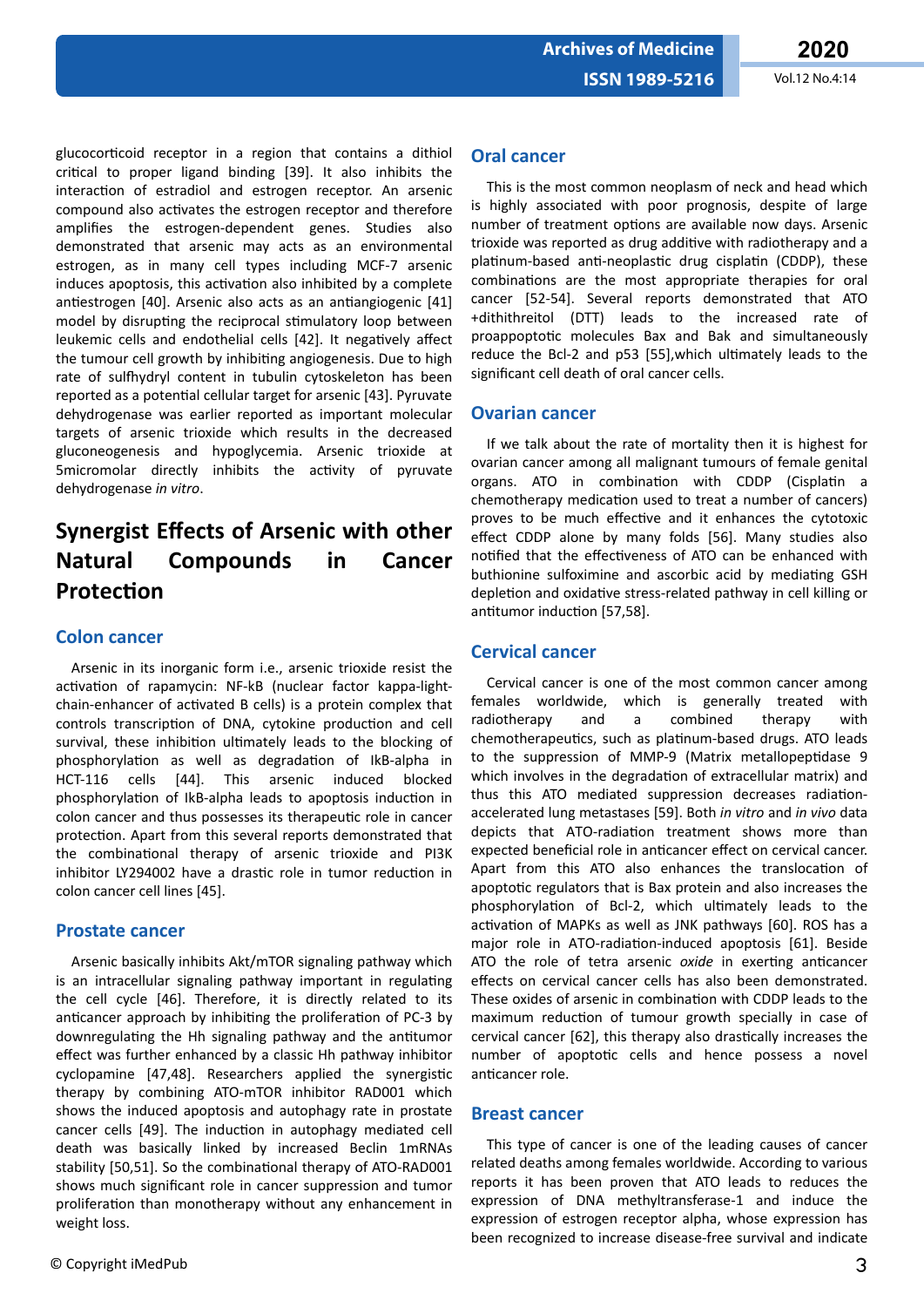glucocorticoid receptor in a region that contains a dithiol critical to proper ligand binding [39]. It also inhibits the interaction of estradiol and estrogen receptor. An arsenic compound also activates the estrogen receptor and therefore amplifies the estrogen-dependent genes. Studies also demonstrated that arsenic may acts as an environmental estrogen, as in many cell types including MCF-7 arsenic induces apoptosis, this activation also inhibited by a complete antiestrogen [40]. Arsenic also acts as an antiangiogenic [41] model by disrupting the reciprocal stimulatory loop between leukemic cells and endothelial cells [42]. It negatively affect the tumour cell growth by inhibiting angiogenesis. Due to high rate of sulfhydryl content in tubulin cytoskeleton has been reported as a potential cellular target for arsenic [43]. Pyruvate dehydrogenase was earlier reported as important molecular targets of arsenic trioxide which results in the decreased gluconeogenesis and hypoglycemia. Arsenic trioxide at 5micromolar directly inhibits the activity of pyruvate dehydrogenase *in vitro*.

# Synergist Effects of Arsenic with other Natural Compounds in Cancer Protection

## Colon cancer

Arsenic in its inorganic form i.e., arsenic trioxide resist the activation of rapamycin: NF-kB (nuclear factor kappa-light-chain-enhancer of activated B cells) is a protein complex that controls transcription of DNA, cytokine production and cell survival, these inhibition ultimately leads to the blocking of phosphorylation as well as degradation of IkB-alpha in HCT-116 cells [44]. This arsenic induced blocked phosphorylation of IkB-alpha leads to apoptosis induction in colon cancer and thus possesses its therapeutic role in cancer protection. Apart from this several reports demonstrated that the combinational therapy of arsenic trioxide and PI3K inhibitor LY294002 have a drastic role in tumor reduction in colon cancer cell lines [45].

## Prostate cancer

Arsenic basically inhibits Akt/mTOR signaling pathway which is an intracellular signaling pathway important in regulating the cell cycle [46]. Therefore, it is directly related to its anticancer approach by inhibiting the proliferation of PC-3 by downregulating the Hh signaling pathway and the antitumor effect was further enhanced by a classic Hh pathway inhibitor cyclopamine [47,48]. Researchers applied the synergistic therapy by combining ATO-mTOR inhibitor RAD001 which shows the induced apoptosis and autophagy rate in prostate cancer cells [49]. The induction in autophagy mediated cell death was basically linked by increased Beclin 1mRNAs stability [50,51]. So the combinational therapy of ATO-RAD001 shows much significant role in cancer suppression and tumor proliferation than monotherapy without any enhancement in weight loss.

## Oral cancer

This is the most common neoplasm of neck and head which is highly associated with poor prognosis, despite of large number of treatment options are available now days. Arsenic trioxide was reported as drug additive with radiotherapy and a platinum-based anti-neoplastic drug cisplatin (CDDP), these combinations are the most appropriate therapies for oral cancer [52-54]. Several reports demonstrated that ATO +dithithreitol (DTT) leads to the increased rate of proapoptotic molecules Bax and Bak and simultaneously reduce the Bcl-2 and p53 [55],which ultimately leads to the significant cell death of oral cancer cells.

## Ovarian cancer

If we talk about the rate of mortality then it is highest for ovarian cancer among all malignant tumours of female genital organs. ATO in combination with CDDP (Cisplatin a chemotherapy medication used to treat a number of cancers) proves to be much effective and it enhances the cytotoxic effect CDDP alone by many folds [56]. Many studies also notified that the effectiveness of ATO can be enhanced with buthionine sulfoximine and ascorbic acid by mediating GSH depletion and oxidative stress-related pathway in cell killing or antitumor induction [57,58].

## Cervical cancer

Cervical cancer is one of the most common cancer among females worldwide, which is generally treated with radiotherapy and a combined therapy with chemotherapeutics, such as platinum-based drugs. ATO leads to the suppression of MMP-9 (Matrix metallopeptidase 9 which involves in the degradation of extracellular matrix) and thus this ATO mediated suppression decreases radiation-accelerated lung metastases [59]. Both *in vitro* and *in vivo* data depicts that ATO-radiation treatment shows more than expected beneficial role in anticancer effect on cervical cancer. Apart from this ATO also enhances the translocation of apoptotic regulators that is Bax protein and also increases the phosphorylation of Bcl-2, which ultimately leads to the activation of MAPKs as well as JNK pathways [60]. ROS has a major role in ATO-radiation-induced apoptosis [61]. Beside ATO the role of tetra arsenic *oxide* in exerting anticancer effects on cervical cancer cells has also been demonstrated. These oxides of arsenic in combination with CDDP leads to the maximum reduction of tumour growth specially in case of cervical cancer [62], this therapy also drastically increases the number of apoptotic cells and hence possess a novel anticancer role.

## Breast cancer

This type of cancer is one of the leading causes of cancer related deaths among females worldwide. According to various reports it has been proven that ATO leads to reduces the expression of DNA methyltransferase-1 and induce the expression of estrogen receptor alpha, whose expression has been recognized to increase disease-free survival and indicate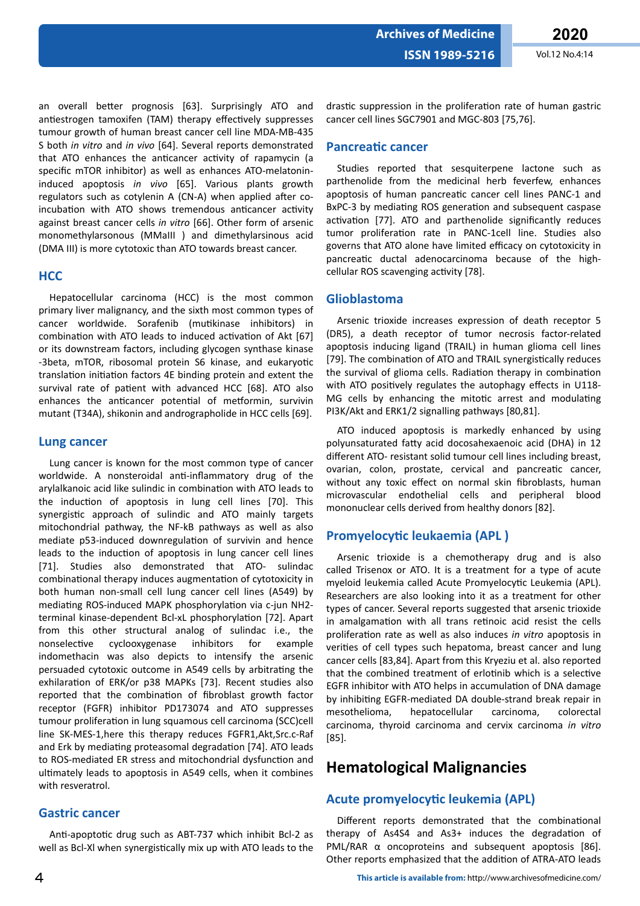an overall better prognosis [63]. Surprisingly ATO and antiestrogen tamoxifen (TAM) therapy effectively suppresses tumour growth of human breast cancer cell line MDA-MB-435 S both *in vitro* and *in vivo* [64]. Several reports demonstrated that ATO enhances the anticancer activity of rapamycin (a specific mTOR inhibitor) as well as enhances ATO-melatonin-induced apoptosis *in vivo* [65]. Various plants growth regulators such as cotylenin A (CN-A) when applied after co-incubation with ATO shows tremendous anticancer activity against breast cancer cells *in vitro* [66]. Other form of arsenic monomethylarsonous (MMaIII ) and dimethylarsinous acid (DMA III) is more cytotoxic than ATO towards breast cancer.

## HCC

Hepatocellular carcinoma (HCC) is the most common primary liver malignancy, and the sixth most common types of cancer worldwide. Sorafenib (mutikinase inhibitors) in combination with ATO leads to induced activation of Akt [67] or its downstream factors, including glycogen synthase kinase -3beta, mTOR, ribosomal protein S6 kinase, and eukaryotic translation initiation factors 4E binding protein and extent the survival rate of patient with advanced HCC [68]. ATO also enhances the anticancer potential of metformin, survivin mutant (T34A), shikonin and andrographolide in HCC cells [69].

## Lung cancer

Lung cancer is known for the most common type of cancer worldwide. A nonsteroidal anti-inflammatory drug of the arylalkanoic acid like sulindic in combination with ATO leads to the induction of apoptosis in lung cell lines [70]. This synergistic approach of sulindic and ATO mainly targets mitochondrial pathway, the NF-kB pathways as well as also mediate p53-induced downregulation of survivin and hence leads to the induction of apoptosis in lung cancer cell lines [71]. Studies also demonstrated that ATO- sulindac combinational therapy induces augmentation of cytotoxicity in both human non-small cell lung cancer cell lines (A549) by mediating ROS-induced MAPK phosphorylation via c-jun NH2-terminal kinase-dependent Bcl-xL phosphorylation [72]. Apart from this other structural analog of sulindac i.e., the nonselective cyclooxygenase inhibitors for example indomethacin was also depicts to intensify the arsenic persuaded cytotoxic outcome in A549 cells by arbitrating the exhilaration of ERK/or p38 MAPKs [73]. Recent studies also reported that the combination of fibroblast growth factor receptor (FGFR) inhibitor PD173074 and ATO suppresses tumour proliferation in lung squamous cell carcinoma (SCC)cell line SK-MES-1,here this therapy reduces FGFR1,Akt,Src.c-Raf and Erk by mediating proteasomal degradation [74]. ATO leads to ROS-mediated ER stress and mitochondrial dysfunction and ultimately leads to apoptosis in A549 cells, when it combines with resveratrol.

## Gastric cancer

Anti-apoptotic drug such as ABT-737 which inhibit Bcl-2 as well as Bcl-Xl when synergistically mix up with ATO leads to the drastic suppression in the proliferation rate of human gastric cancer cell lines SGC7901 and MGC-803 [75,76].

## Pancreatic cancer

Studies reported that sesquiterpene lactone such as parthenolide from the medicinal herb feverfew, enhances apoptosis of human pancreatic cancer cell lines PANC-1 and BxPC-3 by mediating ROS generation and subsequent caspase activation [77]. ATO and parthenolide significantly reduces tumor proliferation rate in PANC-1cell line. Studies also governs that ATO alone have limited efficacy on cytotoxicity in pancreatic ductal adenocarcinoma because of the high-cellular ROS scavenging activity [78].

## Glioblastoma

Arsenic trioxide increases expression of death receptor 5 (DR5), a death receptor of tumor necrosis factor-related apoptosis inducing ligand (TRAIL) in human glioma cell lines [79]. The combination of ATO and TRAIL synergistically reduces the survival of glioma cells. Radiation therapy in combination with ATO positively regulates the autophagy effects in U118-MG cells by enhancing the mitotic arrest and modulating PI3K/Akt and ERK1/2 signalling pathways [80,81].

ATO induced apoptosis is markedly enhanced by using polyunsaturated fatty acid docosahexaenoic acid (DHA) in 12 different ATO- resistant solid tumour cell lines including breast, ovarian, colon, prostate, cervical and pancreatic cancer, without any toxic effect on normal skin fibroblasts, human microvascular endothelial cells and peripheral blood mononuclear cells derived from healthy donors [82].

## Promyelocytic leukaemia (APL )

Arsenic trioxide is a chemotherapy drug and is also called Trisenox or ATO. It is a treatment for a type of acute myeloid leukemia called Acute Promyelocytic Leukemia (APL). Researchers are also looking into it as a treatment for other types of cancer. Several reports suggested that arsenic trioxide in amalgamation with all trans retinoic acid resist the cells proliferation rate as well as also induces *in vitro* apoptosis in verities of cell types such hepatoma, breast cancer and lung cancer cells [83,84]. Apart from this Kryeziu et al. also reported that the combined treatment of erlotinib which is a selective EGFR inhibitor with ATO helps in accumulation of DNA damage by inhibiting EGFR-mediated DA double-strand break repair in mesothelioma, hepatocellular carcinoma, colorectal carcinoma, thyroid carcinoma and cervix carcinoma *in vitro* [85].

# Hematological Malignancies

## Acute promyelocytic leukemia (APL)

Different reports demonstrated that the combinational therapy of As4S4 and As3+ induces the degradation of PML/RAR α oncoproteins and subsequent apoptosis [86]. Other reports emphasized that the addition of ATRA-ATO leads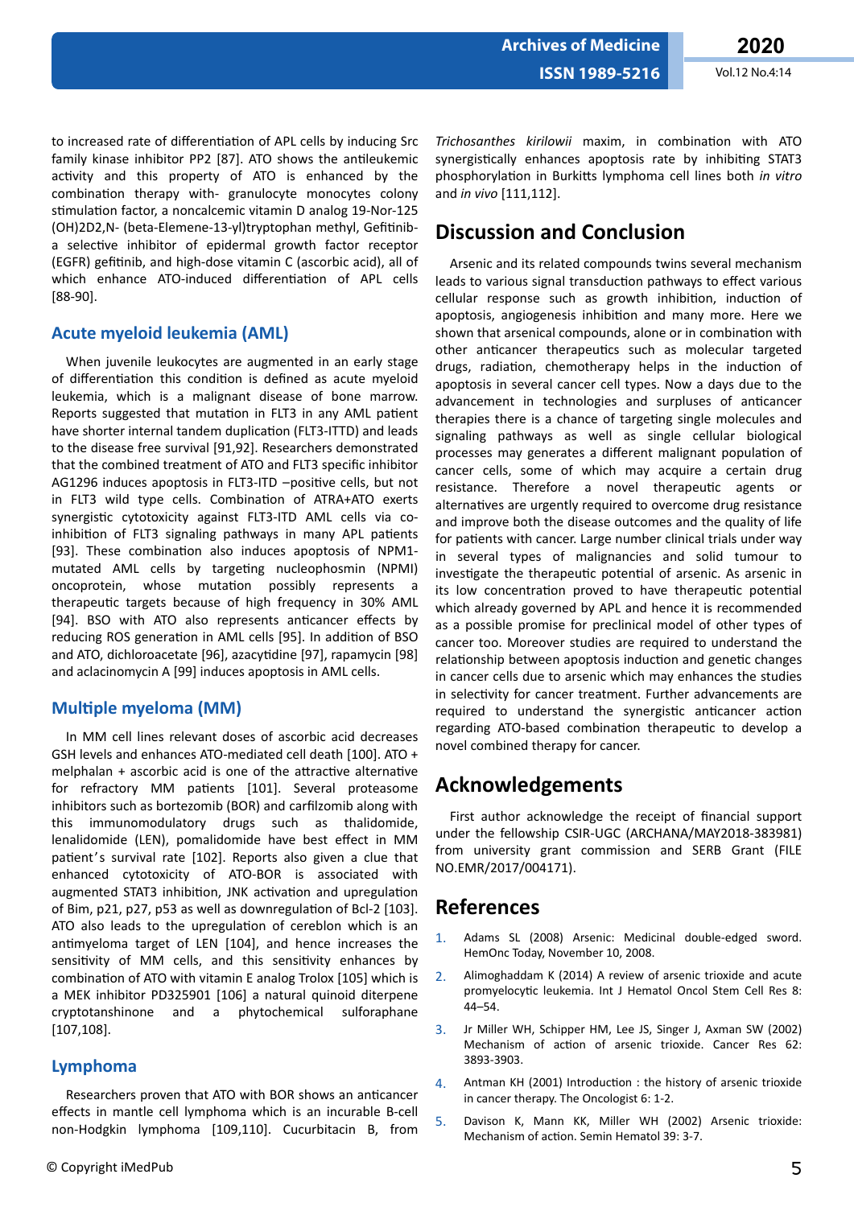to increased rate of differentiation of APL cells by inducing Src family kinase inhibitor PP2 [87]. ATO shows the antileukemic activity and this property of ATO is enhanced by the combination therapy with- granulocyte monocytes colony stimulation factor, a noncalcemic vitamin D analog 19-Nor-125 (OH)2D2,N- (beta-Elemene-13-yl)tryptophan methyl, Gefitinib- a selective inhibitor of epidermal growth factor receptor (EGFR) gefitinib, and high-dose vitamin C (ascorbic acid), all of which enhance ATO-induced differentiation of APL cells [88-90].

## Acute myeloid leukemia (AML)

When juvenile leukocytes are augmented in an early stage of differentiation this condition is defined as acute myeloid leukemia, which is a malignant disease of bone marrow. Reports suggested that mutation in FLT3 in any AML patient have shorter internal tandem duplication (FLT3-ITTD) and leads to the disease free survival [91,92]. Researchers demonstrated that the combined treatment of ATO and FLT3 specific inhibitor AG1296 induces apoptosis in FLT3-ITD –positive cells, but not in FLT3 wild type cells. Combination of ATRA+ATO exerts synergistic cytotoxicity against FLT3-ITD AML cells via co-inhibition of FLT3 signaling pathways in many APL patients [93]. These combination also induces apoptosis of NPM1-mutated AML cells by targeting nucleophosmin (NPMI) oncoprotein, whose mutation possibly represents a therapeutic targets because of high frequency in 30% AML [94]. BSO with ATO also represents anticancer effects by reducing ROS generation in AML cells [95]. In addition of BSO and ATO, dichloroacetate [96], azacytidine [97], rapamycin [98] and aclacinomycin A [99] induces apoptosis in AML cells.

## Multiple myeloma (MM)

In MM cell lines relevant doses of ascorbic acid decreases GSH levels and enhances ATO-mediated cell death [100]. ATO + melphalan + ascorbic acid is one of the attractive alternative for refractory MM patients [101]. Several proteasome inhibitors such as bortezomib (BOR) and carfilzomib along with this immunomodulatory drugs such as thalidomide, lenalidomide (LEN), pomalidomide have best effect in MM patient’s survival rate [102]. Reports also given a clue that enhanced cytotoxicity of ATO-BOR is associated with augmented STAT3 inhibition, JNK activation and upregulation of Bim, p21, p27, p53 as well as downregulation of Bcl-2 [103]. ATO also leads to the upregulation of cereblon which is an antimyeloma target of LEN [104], and hence increases the sensitivity of MM cells, and this sensitivity enhances by combination of ATO with vitamin E analog Trolox [105] which is a MEK inhibitor PD325901 [106] a natural quinoid diterpene cryptotanshinone and a phytochemical sulforaphane [107,108].

## Lymphoma

Researchers proven that ATO with BOR shows an anticancer effects in mantle cell lymphoma which is an incurable B-cell non-Hodgkin lymphoma [109,110]. Cucurbitacin B, from *Trichosanthes kirilowii* maxim, in combination with ATO synergistically enhances apoptosis rate by inhibiting STAT3 phosphorylation in Burkitts lymphoma cell lines both *in vitro* and *in vivo* [111,112].

# Discussion and Conclusion

Arsenic and its related compounds twins several mechanism leads to various signal transduction pathways to effect various cellular response such as growth inhibition, induction of apoptosis, angiogenesis inhibition and many more. Here we shown that arsenical compounds, alone or in combination with other anticancer therapeutics such as molecular targeted drugs, radiation, chemotherapy helps in the induction of apoptosis in several cancer cell types. Now a days due to the advancement in technologies and surpluses of anticancer therapies there is a chance of targeting single molecules and signaling pathways as well as single cellular biological processes may generates a different malignant population of cancer cells, some of which may acquire a certain drug resistance. Therefore a novel therapeutic agents or alternatives are urgently required to overcome drug resistance and improve both the disease outcomes and the quality of life for patients with cancer. Large number clinical trials under way in several types of malignancies and solid tumour to investigate the therapeutic potential of arsenic. As arsenic in its low concentration proved to have therapeutic potential which already governed by APL and hence it is recommended as a possible promise for preclinical model of other types of cancer too. Moreover studies are required to understand the relationship between apoptosis induction and genetic changes in cancer cells due to arsenic which may enhances the studies in selectivity for cancer treatment. Further advancements are required to understand the synergistic anticancer action regarding ATO-based combination therapeutic to develop a novel combined therapy for cancer.

# Acknowledgements

First author acknowledge the receipt of financial support under the fellowship CSIR-UGC (ARCHANA/MAY2018-383981) from university grant commission and SERB Grant (FILE NO.EMR/2017/004171).

# References

1. Adams SL (2008) Arsenic: Medicinal double-edged sword. HemOnc Today, November 10, 2008.
2. Alimoghaddam K (2014) A review of arsenic trioxide and acute promyelocytic leukemia. Int J Hematol Oncol Stem Cell Res 8: 44–54.
3. Jr Miller WH, Schipper HM, Lee JS, Singer J, Axman SW (2002) Mechanism of action of arsenic trioxide. Cancer Res 62: 3893-3903.
4. Antman KH (2001) Introduction : the history of arsenic trioxide in cancer therapy. The Oncologist 6: 1-2.
5. Davison K, Mann KK, Miller WH (2002) Arsenic trioxide: Mechanism of action. Semin Hematol 39: 3-7.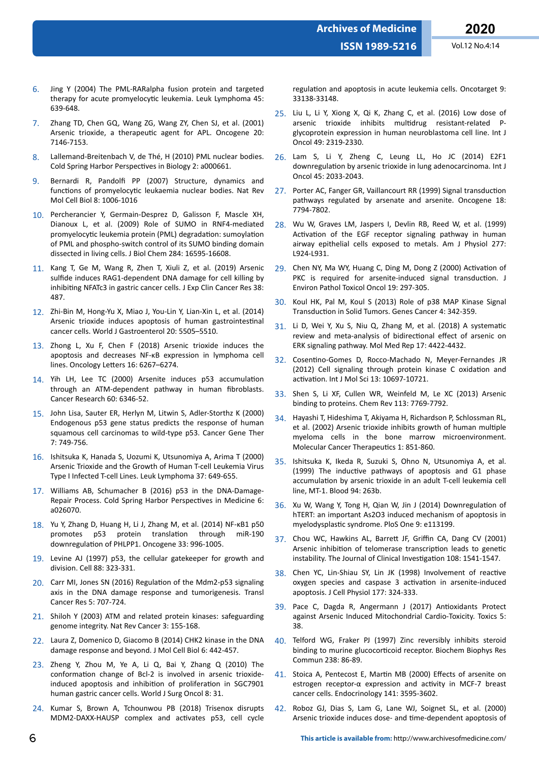6. Jing Y (2004) The PML-RARalpha fusion protein and targeted therapy for acute promyelocytic leukemia. Leuk Lymphoma 45: 639-648.

7. Zhang TD, Chen GQ, Wang ZG, Wang ZY, Chen SJ, et al. (2001) Arsenic trioxide, a therapeutic agent for APL. Oncogene 20: 7146-7153.

8. Lallemand-Breitenbach V, de Thé, H (2010) PML nuclear bodies. Cold Spring Harbor Perspectives in Biology 2: a000661.

9. Bernardi R, Pandolfi PP (2007) Structure, dynamics and functions of promyelocytic leukaemia nuclear bodies. Nat Rev Mol Cell Biol 8: 1006-1016

10. Percherancier Y, Germain-Desprez D, Galisson F, Mascle XH, Dianoux L, et al. (2009) Role of SUMO in RNF4-mediated promyelocytic leukemia protein (PML) degradation: sumoylation of PML and phospho-switch control of its SUMO binding domain dissected in living cells. J Biol Chem 284: 16595-16608.

11. Kang T, Ge M, Wang R, Zhen T, Xiuli Z, et al. (2019) Arsenic sulfide induces RAG1-dependent DNA damage for cell killing by inhibiting NFATc3 in gastric cancer cells. J Exp Clin Cancer Res 38: 487.

12. Zhi-Bin M, Hong-Yu X, Miao J, You-Lin Y, Lian-Xin L, et al. (2014) Arsenic trioxide induces apoptosis of human gastrointestinal cancer cells. World J Gastroenterol 20: 5505–5510.

13. Zhong L, Xu F, Chen F (2018) Arsenic trioxide induces the apoptosis and decreases NF-κB expression in lymphoma cell lines. Oncology Letters 16: 6267–6274.

14. Yih LH, Lee TC (2000) Arsenite induces p53 accumulation through an ATM-dependent pathway in human fibroblasts. Cancer Research 60: 6346-52.

15. John Lisa, Sauter ER, Herlyn M, Litwin S, Adler-Storthz K (2000) Endogenous p53 gene status predicts the response of human squamous cell carcinomas to wild-type p53. Cancer Gene Ther 7: 749-756.

16. Ishitsuka K, Hanada S, Uozumi K, Utsunomiya A, Arima T (2000) Arsenic Trioxide and the Growth of Human T-cell Leukemia Virus Type I Infected T-cell Lines. Leuk Lymphoma 37: 649-655.

17. Williams AB, Schumacher B (2016) p53 in the DNA-Damage-Repair Process. Cold Spring Harbor Perspectives in Medicine 6: a026070.

18. Yu Y, Zhang D, Huang H, Li J, Zhang M, et al. (2014) NF-κB1 p50 promotes p53 protein translation through miR-190 downregulation of PHLPP1. Oncogene 33: 996-1005.

19. Levine AJ (1997) p53, the cellular gatekeeper for growth and division. Cell 88: 323-331.

20. Carr MI, Jones SN (2016) Regulation of the Mdm2-p53 signaling axis in the DNA damage response and tumorigenesis. Transl Cancer Res 5: 707-724.

21. Shiloh Y (2003) ATM and related protein kinases: safeguarding genome integrity. Nat Rev Cancer 3: 155-168.

22. Laura Z, Domenico D, Giacomo B (2014) CHK2 kinase in the DNA damage response and beyond. J Mol Cell Biol 6: 442-457.

23. Zheng Y, Zhou M, Ye A, Li Q, Bai Y, Zhang Q (2010) The conformation change of Bcl-2 is involved in arsenic trioxide-induced apoptosis and inhibition of proliferation in SGC7901 human gastric cancer cells. World J Surg Oncol 8: 31.

24. Kumar S, Brown A, Tchounwou PB (2018) Trisenox disrupts MDM2-DAXX-HAUSP complex and activates p53, cell cycle regulation and apoptosis in acute leukemia cells. Oncotarget 9: 33138-33148.

25. Liu L, Li Y, Xiong X, Qi K, Zhang C, et al. (2016) Low dose of arsenic trioxide inhibits multidrug resistant-related P-glycoprotein expression in human neuroblastoma cell line. Int J Oncol 49: 2319-2330.

26. Lam S, Li Y, Zheng C, Leung LL, Ho JC (2014) E2F1 downregulation by arsenic trioxide in lung adenocarcinoma. Int J Oncol 45: 2033-2043.

27. Porter AC, Fanger GR, Vaillancourt RR (1999) Signal transduction pathways regulated by arsenate and arsenite. Oncogene 18: 7794-7802.

28. Wu W, Graves LM, Jaspers I, Devlin RB, Reed W, et al. (1999) Activation of the EGF receptor signaling pathway in human airway epithelial cells exposed to metals. Am J Physiol 277: L924-L931.

29. Chen NY, Ma WY, Huang C, Ding M, Dong Z (2000) Activation of PKC is required for arsenite-induced signal transduction. J Environ Pathol Toxicol Oncol 19: 297-305.

30. Koul HK, Pal M, Koul S (2013) Role of p38 MAP Kinase Signal Transduction in Solid Tumors. Genes Cancer 4: 342-359.

31. Li D, Wei Y, Xu S, Niu Q, Zhang M, et al. (2018) A systematic review and meta-analysis of bidirectional effect of arsenic on ERK signaling pathway. Mol Med Rep 17: 4422-4432.

32. Cosentino-Gomes D, Rocco-Machado N, Meyer-Fernandes JR (2012) Cell signaling through protein kinase C oxidation and activation. Int J Mol Sci 13: 10697-10721.

33. Shen S, Li XF, Cullen WR, Weinfeld M, Le XC (2013) Arsenic binding to proteins. Chem Rev 113: 7769-7792.

34. Hayashi T, Hideshima T, Akiyama H, Richardson P, Schlossman RL, et al. (2002) Arsenic trioxide inhibits growth of human multiple myeloma cells in the bone marrow microenvironment. Molecular Cancer Therapeutics 1: 851-860.

35. Ishitsuka K, Ikeda R, Suzuki S, Ohno N, Utsunomiya A, et al. (1999) The inductive pathways of apoptosis and G1 phase accumulation by arsenic trioxide in an adult T-cell leukemia cell line, MT-1. Blood 94: 263b.

36. Xu W, Wang Y, Tong H, Qian W, Jin J (2014) Downregulation of hTERT: an important As2O3 induced mechanism of apoptosis in myelodysplastic syndrome. PloS One 9: e113199.

37. Chou WC, Hawkins AL, Barrett JF, Griffin CA, Dang CV (2001) Arsenic inhibition of telomerase transcription leads to genetic instability. The Journal of Clinical Investigation 108: 1541-1547.

38. Chen YC, Lin-Shiau SY, Lin JK (1998) Involvement of reactive oxygen species and caspase 3 activation in arsenite-induced apoptosis. J Cell Physiol 177: 324-333.

39. Pace C, Dagda R, Angermann J (2017) Antioxidants Protect against Arsenic Induced Mitochondrial Cardio-Toxicity. Toxics 5: 38.

40. Telford WG, Fraker PJ (1997) Zinc reversibly inhibits steroid binding to murine glucocorticoid receptor. Biochem Biophys Res Commun 238: 86-89.

41. Stoica A, Pentecost E, Martin MB (2000) Effects of arsenite on estrogen receptor-α expression and activity in MCF-7 breast cancer cells. Endocrinology 141: 3595-3602.

42. Roboz GJ, Dias S, Lam G, Lane WJ, Soignet SL, et al. (2000) Arsenic trioxide induces dose- and time-dependent apoptosis of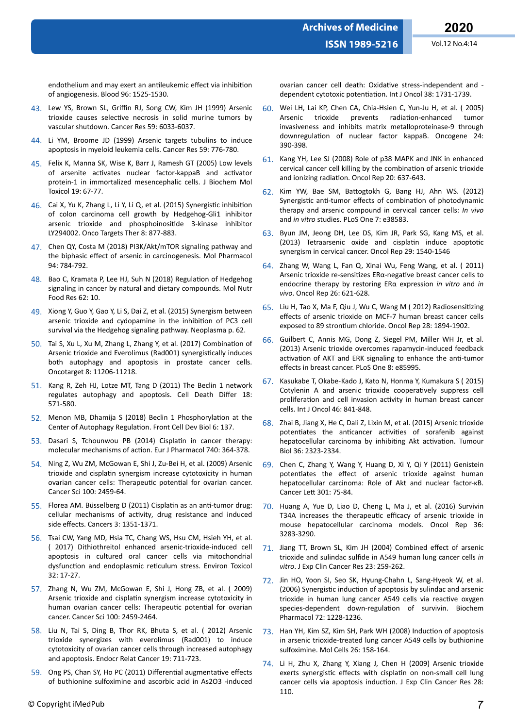endothelium and may exert an antileukemic effect via inhibition of angiogenesis. Blood 96: 1525-1530.

43. Lew YS, Brown SL, Griffin RJ, Song CW, Kim JH (1999) Arsenic trioxide causes selective necrosis in solid murine tumors by vascular shutdown. Cancer Res 59: 6033-6037.

44. Li YM, Broome JD (1999) Arsenic targets tubulins to induce apoptosis in myeloid leukemia cells. Cancer Res 59: 776-780.

45. Felix K, Manna SK, Wise K, Barr J, Ramesh GT (2005) Low levels of arsenite activates nuclear factor-kappaB and activator protein-1 in immortalized mesencephalic cells. J Biochem Mol Toxicol 19: 67-77.

46. Cai X, Yu K, Zhang L, Li Y, Li Q, et al. (2015) Synergistic inhibition of colon carcinoma cell growth by Hedgehog-Gli1 inhibitor arsenic trioxide and phosphoinositide 3-kinase inhibitor LY294002. Onco Targets Ther 8: 877-883.

47. Chen QY, Costa M (2018) PI3K/Akt/mTOR signaling pathway and the biphasic effect of arsenic in carcinogenesis. Mol Pharmacol 94: 784-792.

48. Bao C, Kramata P, Lee HJ, Suh N (2018) Regulation of Hedgehog signaling in cancer by natural and dietary compounds. Mol Nutr Food Res 62: 10.

49. Xiong Y, Guo Y, Gao Y, Li S, Dai Z, et al. (2015) Synergism between arsenic trioxide and cydopamine in the inhibition of PC3 cell survival via the Hedgehog signaling pathway. Neoplasma p. 62.

50. Tai S, Xu L, Xu M, Zhang L, Zhang Y, et al. (2017) Combination of Arsenic trioxide and Everolimus (Rad001) synergistically induces both autophagy and apoptosis in prostate cancer cells. Oncotarget 8: 11206-11218.

51. Kang R, Zeh HJ, Lotze MT, Tang D (2011) The Beclin 1 network regulates autophagy and apoptosis. Cell Death Differ 18: 571-580.

52. Menon MB, Dhamija S (2018) Beclin 1 Phosphorylation at the Center of Autophagy Regulation. Front Cell Dev Biol 6: 137.

53. Dasari S, Tchounwou PB (2014) Cisplatin in cancer therapy: molecular mechanisms of action. Eur J Pharmacol 740: 364-378.

54. Ning Z, Wu ZM, McGowan E, Shi J, Zu-Bei H, et al. (2009) Arsenic trioxide and cisplatin synergism increase cytotoxicity in human ovarian cancer cells: Therapeutic potential for ovarian cancer. Cancer Sci 100: 2459-64.

55. Florea AM. Büsselberg D (2011) Cisplatin as an anti-tumor drug: cellular mechanisms of activity, drug resistance and induced side effects. Cancers 3: 1351-1371.

56. Tsai CW, Yang MD, Hsia TC, Chang WS, Hsu CM, Hsieh YH, et al. ( 2017) Dithiothreitol enhanced arsenic-trioxide-induced cell apoptosis in cultured oral cancer cells via mitochondrial dysfunction and endoplasmic reticulum stress. Environ Toxicol 32: 17-27.

57. Zhang N, Wu ZM, McGowan E, Shi J, Hong ZB, et al. ( 2009) Arsenic trioxide and cisplatin synergism increase cytotoxicity in human ovarian cancer cells: Therapeutic potential for ovarian cancer. Cancer Sci 100: 2459-2464.

58. Liu N, Tai S, Ding B, Thor RK, Bhuta S, et al. ( 2012) Arsenic trioxide synergizes with everolimus (Rad001) to induce cytotoxicity of ovarian cancer cells through increased autophagy and apoptosis. Endocr Relat Cancer 19: 711-723.

59. Ong PS, Chan SY, Ho PC (2011) Differential augmentative effects of buthionine sulfoximine and ascorbic acid in As2O3 -induced ovarian cancer cell death: Oxidative stress-independent and -dependent cytotoxic potentiation. Int J Oncol 38: 1731-1739.

60. Wei LH, Lai KP, Chen CA, Chia-Hsien C, Yun-Ju H, et al. ( 2005) Arsenic trioxide prevents radiation-enhanced tumor invasiveness and inhibits matrix metalloproteinase-9 through downregulation of nuclear factor kappaB. Oncogene 24: 390-398.

61. Kang YH, Lee SJ (2008) Role of p38 MAPK and JNK in enhanced cervical cancer cell killing by the combination of arsenic trioxide and ionizing radiation. Oncol Rep 20: 637-643.

62. Kim YW, Bae SM, Battogtokh G, Bang HJ, Ahn WS. (2012) Synergistic anti-tumor effects of combination of photodynamic therapy and arsenic compound in cervical cancer cells: *In vivo* and *in vitro* studies. PLoS One 7: e38583.

63. Byun JM, Jeong DH, Lee DS, Kim JR, Park SG, Kang MS, et al. (2013) Tetraarsenic oxide and cisplatin induce apoptotic synergism in cervical cancer. Oncol Rep 29: 1540-1546

64. Zhang W, Wang L, Fan Q, Xinai Wu, Feng Wang, et al. ( 2011) Arsenic trioxide re-sensitizes ERα-negative breast cancer cells to endocrine therapy by restoring ERα expression *in vitro* and *in vivo*. Oncol Rep 26: 621-628.

65. Liu H, Tao X, Ma F, Qiu J, Wu C, Wang M ( 2012) Radiosensitizing effects of arsenic trioxide on MCF-7 human breast cancer cells exposed to 89 strontium chloride. Oncol Rep 28: 1894-1902.

66. Guilbert C, Annis MG, Dong Z, Siegel PM, Miller WH Jr, et al. (2013) Arsenic trioxide overcomes rapamycin-induced feedback activation of AKT and ERK signaling to enhance the anti-tumor effects in breast cancer. PLoS One 8: e85995.

67. Kasukabe T, Okabe-Kado J, Kato N, Honma Y, Kumakura S ( 2015) Cotylenin A and arsenic trioxide cooperatively suppress cell proliferation and cell invasion activity in human breast cancer cells. Int J Oncol 46: 841-848.

68. Zhai B, Jiang X, He C, Dali Z, Lixin M, et al. (2015) Arsenic trioxide potentiates the anticancer activities of sorafenib against hepatocellular carcinoma by inhibiting Akt activation. Tumour Biol 36: 2323-2334.

69. Chen C, Zhang Y, Wang Y, Huang D, Xi Y, Qi Y (2011) Genistein potentiates the effect of arsenic trioxide against human hepatocellular carcinoma: Role of Akt and nuclear factor-κB. Cancer Lett 301: 75-84.

70. Huang A, Yue D, Liao D, Cheng L, Ma J, et al. (2016) Survivin T34A increases the therapeutic efficacy of arsenic trioxide in mouse hepatocellular carcinoma models. Oncol Rep 36: 3283-3290.

71. Jiang TT, Brown SL, Kim JH (2004) Combined effect of arsenic trioxide and sulindac sulfide in A549 human lung cancer cells *in vitro*. J Exp Clin Cancer Res 23: 259-262.

72. Jin HO, Yoon SI, Seo SK, Hyung-Chahn L, Sang-Hyeok W, et al. (2006) Synergistic induction of apoptosis by sulindac and arsenic trioxide in human lung cancer A549 cells via reactive oxygen species-dependent down-regulation of survivin. Biochem Pharmacol 72: 1228-1236.

73. Han YH, Kim SZ, Kim SH, Park WH (2008) Induction of apoptosis in arsenic trioxide-treated lung cancer A549 cells by buthionine sulfoximine. Mol Cells 26: 158-164.

74. Li H, Zhu X, Zhang Y, Xiang J, Chen H (2009) Arsenic trioxide exerts synergistic effects with cisplatin on non-small cell lung cancer cells via apoptosis induction. J Exp Clin Cancer Res 28: 110.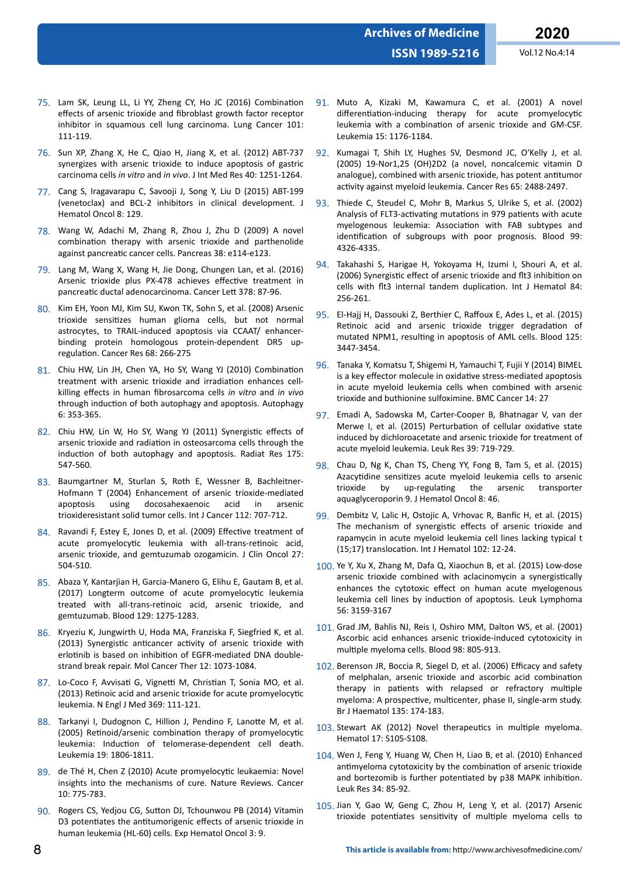75. Lam SK, Leung LL, Li YY, Zheng CY, Ho JC (2016) Combination effects of arsenic trioxide and fibroblast growth factor receptor inhibitor in squamous cell lung carcinoma. Lung Cancer 101: 111-119.

76. Sun XP, Zhang X, He C, Qiao H, Jiang X, et al. (2012) ABT-737 synergizes with arsenic trioxide to induce apoptosis of gastric carcinoma cells *in vitro* and *in vivo*. J Int Med Res 40: 1251-1264.

77. Cang S, Iragavarapu C, Savooji J, Song Y, Liu D (2015) ABT-199 (venetoclax) and BCL-2 inhibitors in clinical development. J Hematol Oncol 8: 129.

78. Wang W, Adachi M, Zhang R, Zhou J, Zhu D (2009) A novel combination therapy with arsenic trioxide and parthenolide against pancreatic cancer cells. Pancreas 38: e114-e123.

79. Lang M, Wang X, Wang H, Jie Dong, Chungen Lan, et al. (2016) Arsenic trioxide plus PX-478 achieves effective treatment in pancreatic ductal adenocarcinoma. Cancer Lett 378: 87-96.

80. Kim EH, Yoon MJ, Kim SU, Kwon TK, Sohn S, et al. (2008) Arsenic trioxide sensitizes human glioma cells, but not normal astrocytes, to TRAIL-induced apoptosis via CCAAT/ enhancer-binding protein homologous protein-dependent DR5 up-regulation. Cancer Res 68: 266-275

81. Chiu HW, Lin JH, Chen YA, Ho SY, Wang YJ (2010) Combination treatment with arsenic trioxide and irradiation enhances cell-killing effects in human fibrosarcoma cells *in vitro* and *in vivo* through induction of both autophagy and apoptosis. Autophagy 6: 353-365.

82. Chiu HW, Lin W, Ho SY, Wang YJ (2011) Synergistic effects of arsenic trioxide and radiation in osteosarcoma cells through the induction of both autophagy and apoptosis. Radiat Res 175: 547-560.

83. Baumgartner M, Sturlan S, Roth E, Wessner B, Bachleitner-Hofmann T (2004) Enhancement of arsenic trioxide-mediated apoptosis using docosahexaenoic acid in arsenic trioxideresistant solid tumor cells. Int J Cancer 112: 707-712.

84. Ravandi F, Estey E, Jones D, et al. (2009) Effective treatment of acute promyelocytic leukemia with all-trans-retinoic acid, arsenic trioxide, and gemtuzumab ozogamicin. J Clin Oncol 27: 504-510.

85. Abaza Y, Kantarjian H, Garcia-Manero G, Elihu E, Gautam B, et al. (2017) Longterm outcome of acute promyelocytic leukemia treated with all-trans-retinoic acid, arsenic trioxide, and gemtuzumab. Blood 129: 1275-1283.

86. Kryeziu K, Jungwirth U, Hoda MA, Franziska F, Siegfried K, et al. (2013) Synergistic anticancer activity of arsenic trioxide with erlotinib is based on inhibition of EGFR-mediated DNA double-strand break repair. Mol Cancer Ther 12: 1073-1084.

87. Lo-Coco F, Avvisati G, Vignetti M, Christian T, Sonia MO, et al. (2013) Retinoic acid and arsenic trioxide for acute promyelocytic leukemia. N Engl J Med 369: 111-121.

88. Tarkanyi I, Dudognon C, Hillion J, Pendino F, Lanotte M, et al. (2005) Retinoid/arsenic combination therapy of promyelocytic leukemia: Induction of telomerase-dependent cell death. Leukemia 19: 1806-1811.

89. de Thé H, Chen Z (2010) Acute promyelocytic leukaemia: Novel insights into the mechanisms of cure. Nature Reviews. Cancer 10: 775-783.

90. Rogers CS, Yedjou CG, Sutton DJ, Tchounwou PB (2014) Vitamin D3 potentiates the antitumorigenic effects of arsenic trioxide in human leukemia (HL-60) cells. Exp Hematol Oncol 3: 9.

91. Muto A, Kizaki M, Kawamura C, et al. (2001) A novel differentiation-inducing therapy for acute promyelocytic leukemia with a combination of arsenic trioxide and GM-CSF. Leukemia 15: 1176-1184.

92. Kumagai T, Shih LY, Hughes SV, Desmond JC, O'Kelly J, et al. (2005) 19-Nor1,25 (OH)2D2 (a novel, noncalcemic vitamin D analogue), combined with arsenic trioxide, has potent antitumor activity against myeloid leukemia. Cancer Res 65: 2488-2497.

93. Thiede C, Steudel C, Mohr B, Markus S, Ulrike S, et al. (2002) Analysis of FLT3-activating mutations in 979 patients with acute myelogenous leukemia: Association with FAB subtypes and identification of subgroups with poor prognosis. Blood 99: 4326-4335.

94. Takahashi S, Harigae H, Yokoyama H, Izumi I, Shouri A, et al. (2006) Synergistic effect of arsenic trioxide and flt3 inhibition on cells with flt3 internal tandem duplication. Int J Hematol 84: 256-261.

95. El-Hajj H, Dassouki Z, Berthier C, Raffoux E, Ades L, et al. (2015) Retinoic acid and arsenic trioxide trigger degradation of mutated NPM1, resulting in apoptosis of AML cells. Blood 125: 3447-3454.

96. Tanaka Y, Komatsu T, Shigemi H, Yamauchi T, Fujii Y (2014) BIMEL is a key effector molecule in oxidative stress-mediated apoptosis in acute myeloid leukemia cells when combined with arsenic trioxide and buthionine sulfoximine. BMC Cancer 14: 27

97. Emadi A, Sadowska M, Carter-Cooper B, Bhatnagar V, van der Merwe I, et al. (2015) Perturbation of cellular oxidative state induced by dichloroacetate and arsenic trioxide for treatment of acute myeloid leukemia. Leuk Res 39: 719-729.

98. Chau D, Ng K, Chan TS, Cheng YY, Fong B, Tam S, et al. (2015) Azacytidine sensitizes acute myeloid leukemia cells to arsenic trioxide by up-regulating the arsenic transporter aquaglyceroporin 9. J Hematol Oncol 8: 46.

99. Dembitz V, Lalic H, Ostojic A, Vrhovac R, Banfic H, et al. (2015) The mechanism of synergistic effects of arsenic trioxide and rapamycin in acute myeloid leukemia cell lines lacking typical t (15;17) translocation. Int J Hematol 102: 12-24.

100. Ye Y, Xu X, Zhang M, Dafa Q, Xiaochun B, et al. (2015) Low-dose arsenic trioxide combined with aclacinomycin a synergistically enhances the cytotoxic effect on human acute myelogenous leukemia cell lines by induction of apoptosis. Leuk Lymphoma 56: 3159-3167

101. Grad JM, Bahlis NJ, Reis I, Oshiro MM, Dalton WS, et al. (2001) Ascorbic acid enhances arsenic trioxide-induced cytotoxicity in multiple myeloma cells. Blood 98: 805-913.

102. Berenson JR, Boccia R, Siegel D, et al. (2006) Efficacy and safety of melphalan, arsenic trioxide and ascorbic acid combination therapy in patients with relapsed or refractory multiple myeloma: A prospective, multicenter, phase II, single-arm study. Br J Haematol 135: 174-183.

103. Stewart AK (2012) Novel therapeutics in multiple myeloma. Hematol 17: S105-S108.

104. Wen J, Feng Y, Huang W, Chen H, Liao B, et al. (2010) Enhanced antimyeloma cytotoxicity by the combination of arsenic trioxide and bortezomib is further potentiated by p38 MAPK inhibition. Leuk Res 34: 85-92.

105. Jian Y, Gao W, Geng C, Zhou H, Leng Y, et al. (2017) Arsenic trioxide potentiates sensitivity of multiple myeloma cells to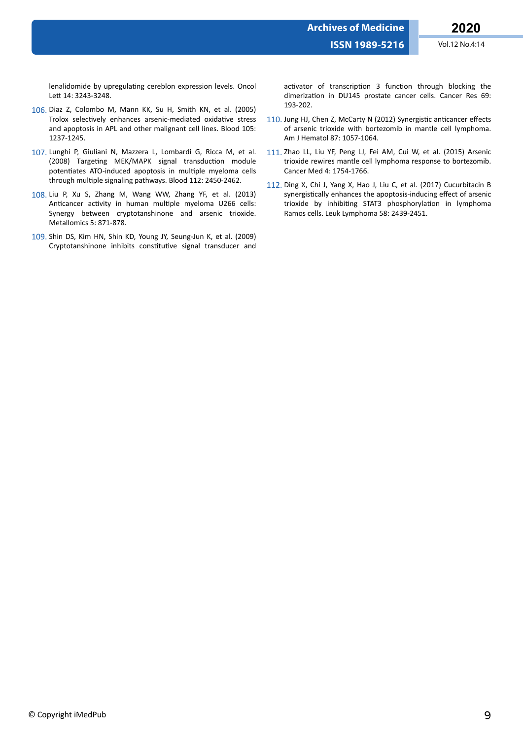lenalidomide by upregulating cereblon expression levels. Oncol Lett 14: 3243-3248.

106. Diaz Z, Colombo M, Mann KK, Su H, Smith KN, et al. (2005) Trolox selectively enhances arsenic-mediated oxidative stress and apoptosis in APL and other malignant cell lines. Blood 105: 1237-1245.

107. Lunghi P, Giuliani N, Mazzera L, Lombardi G, Ricca M, et al. (2008) Targeting MEK/MAPK signal transduction module potentiates ATO-induced apoptosis in multiple myeloma cells through multiple signaling pathways. Blood 112: 2450-2462.

108. Liu P, Xu S, Zhang M, Wang WW, Zhang YF, et al. (2013) Anticancer activity in human multiple myeloma U266 cells: Synergy between cryptotanshinone and arsenic trioxide. Metallomics 5: 871-878.

109. Shin DS, Kim HN, Shin KD, Young JY, Seung-Jun K, et al. (2009) Cryptotanshinone inhibits constitutive signal transducer and activator of transcription 3 function through blocking the dimerization in DU145 prostate cancer cells. Cancer Res 69: 193-202.

110. Jung HJ, Chen Z, McCarty N (2012) Synergistic anticancer effects of arsenic trioxide with bortezomib in mantle cell lymphoma. Am J Hematol 87: 1057-1064.

111. Zhao LL, Liu YF, Peng LJ, Fei AM, Cui W, et al. (2015) Arsenic trioxide rewires mantle cell lymphoma response to bortezomib. Cancer Med 4: 1754-1766.

112. Ding X, Chi J, Yang X, Hao J, Liu C, et al. (2017) Cucurbitacin B synergistically enhances the apoptosis-inducing effect of arsenic trioxide by inhibiting STAT3 phosphorylation in lymphoma Ramos cells. Leuk Lymphoma 58: 2439-2451.